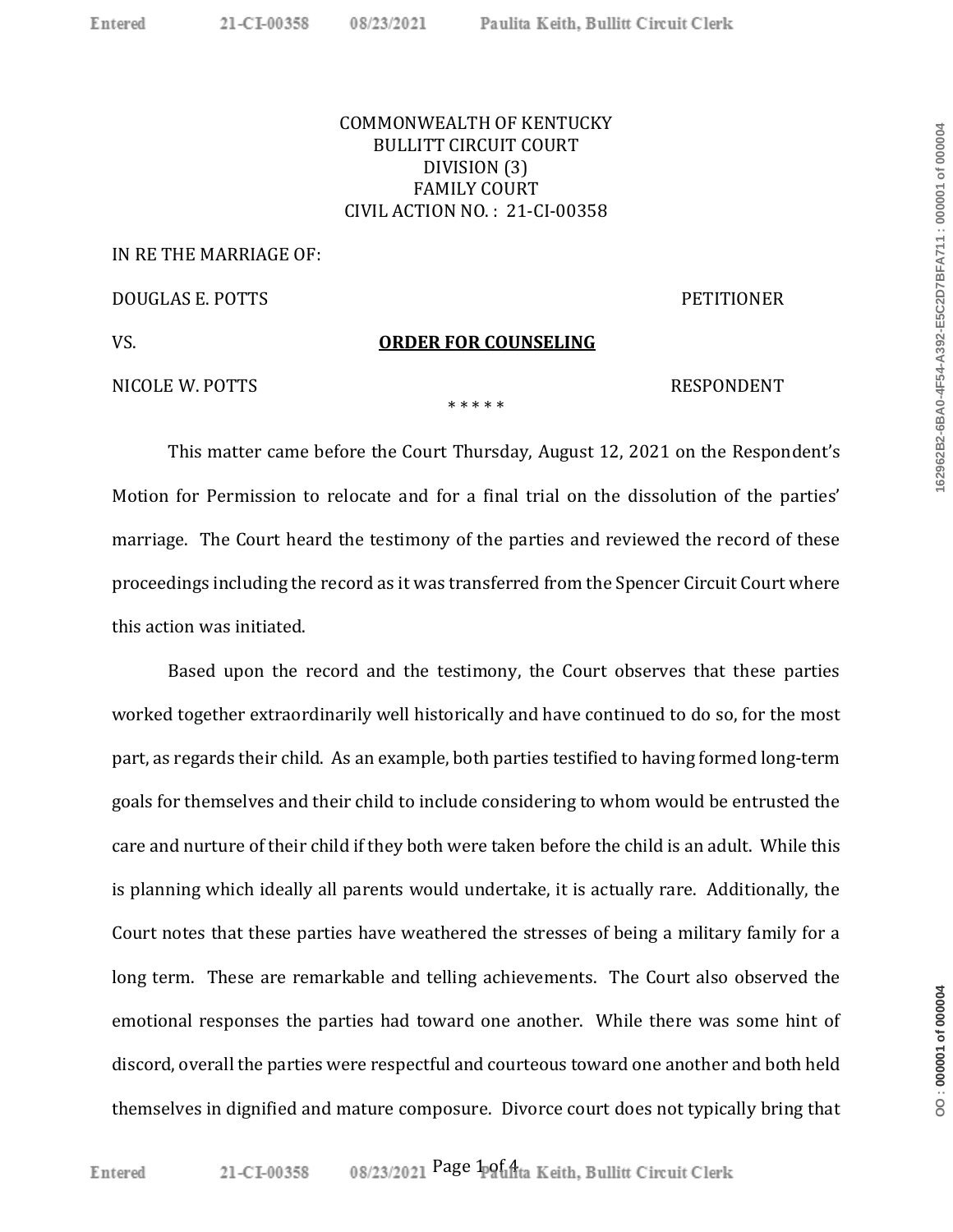COMMONWEALTH OF KENTUCKY
BULLITT CIRCUIT COURT
DIVISION (3)
FAMILY COURT
CIVIL ACTION NO. : 21-CI-00358

IN RE THE MARRIAGE OF:

DOUGLAS E. POTTS PETITIONER

VS. **ORDER FOR COUNSELING**

NICOLE W. POTTS RESPONDENT

* * * * *

This matter came before the Court Thursday, August 12, 2021 on the Respondent's Motion for Permission to relocate and for a final trial on the dissolution of the parties' marriage. The Court heard the testimony of the parties and reviewed the record of these proceedings including the record as it was transferred from the Spencer Circuit Court where this action was initiated.

Based upon the record and the testimony, the Court observes that these parties worked together extraordinarily well historically and have continued to do so, for the most part, as regards their child. As an example, both parties testified to having formed long-term goals for themselves and their child to include considering to whom would be entrusted the care and nurture of their child if they both were taken before the child is an adult. While this is planning which ideally all parents would undertake, it is actually rare. Additionally, the Court notes that these parties have weathered the stresses of being a military family for a long term. These are remarkable and telling achievements. The Court also observed the emotional responses the parties had toward one another. While there was some hint of discord, overall the parties were respectful and courteous toward one another and both held themselves in dignified and mature composure. Divorce court does not typically bring that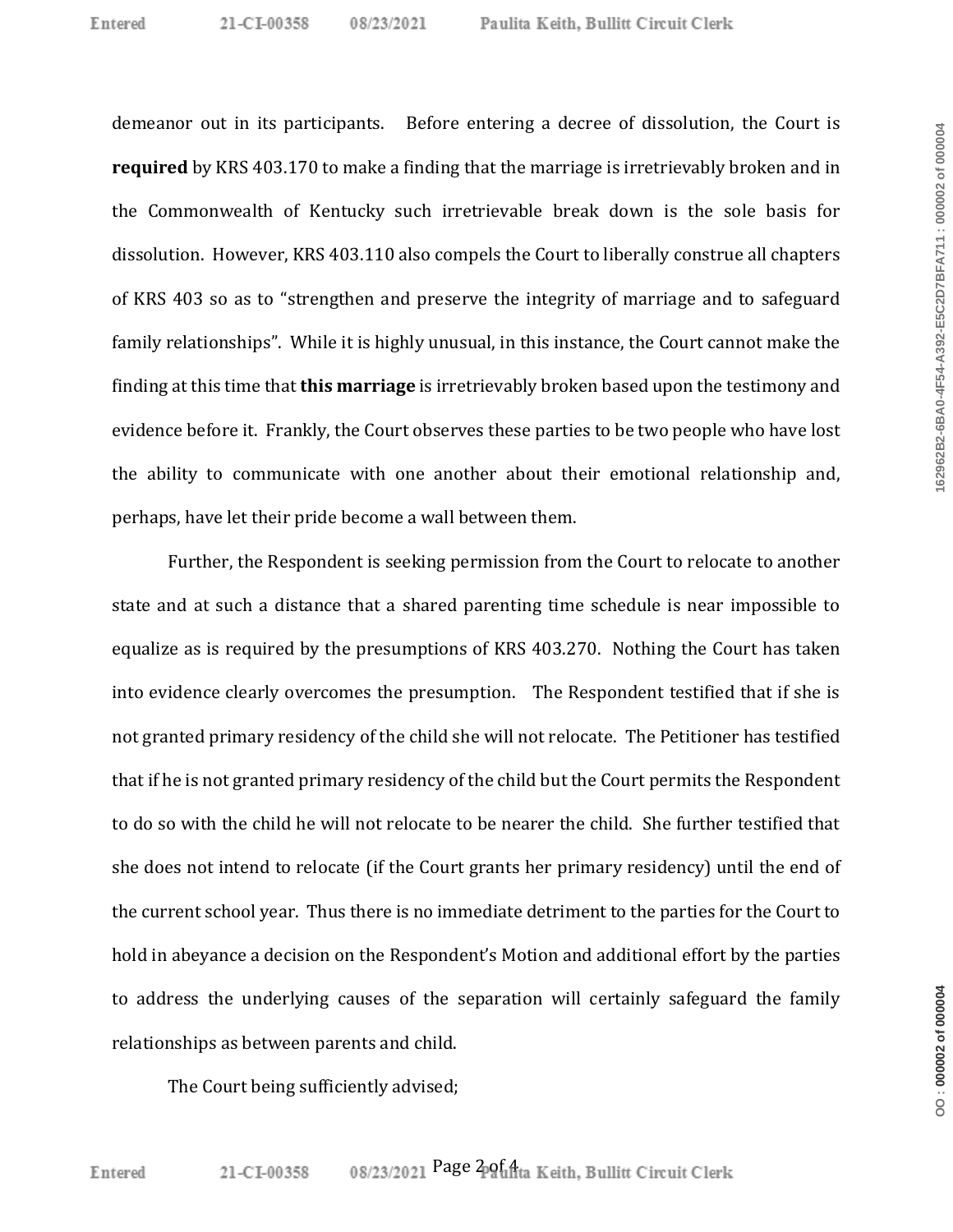demeanor out in its participants. Before entering a decree of dissolution, the Court is **required** by KRS 403.170 to make a finding that the marriage is irretrievably broken and in the Commonwealth of Kentucky such irretrievable break down is the sole basis for dissolution. However, KRS 403.110 also compels the Court to liberally construe all chapters of KRS 403 so as to "strengthen and preserve the integrity of marriage and to safeguard family relationships". While it is highly unusual, in this instance, the Court cannot make the finding at this time that **this marriage** is irretrievably broken based upon the testimony and evidence before it. Frankly, the Court observes these parties to be two people who have lost the ability to communicate with one another about their emotional relationship and, perhaps, have let their pride become a wall between them.

Further, the Respondent is seeking permission from the Court to relocate to another state and at such a distance that a shared parenting time schedule is near impossible to equalize as is required by the presumptions of KRS 403.270. Nothing the Court has taken into evidence clearly overcomes the presumption. The Respondent testified that if she is not granted primary residency of the child she will not relocate. The Petitioner has testified that if he is not granted primary residency of the child but the Court permits the Respondent to do so with the child he will not relocate to be nearer the child. She further testified that she does not intend to relocate (if the Court grants her primary residency) until the end of the current school year. Thus there is no immediate detriment to the parties for the Court to hold in abeyance a decision on the Respondent's Motion and additional effort by the parties to address the underlying causes of the separation will certainly safeguard the family relationships as between parents and child.

The Court being sufficiently advised;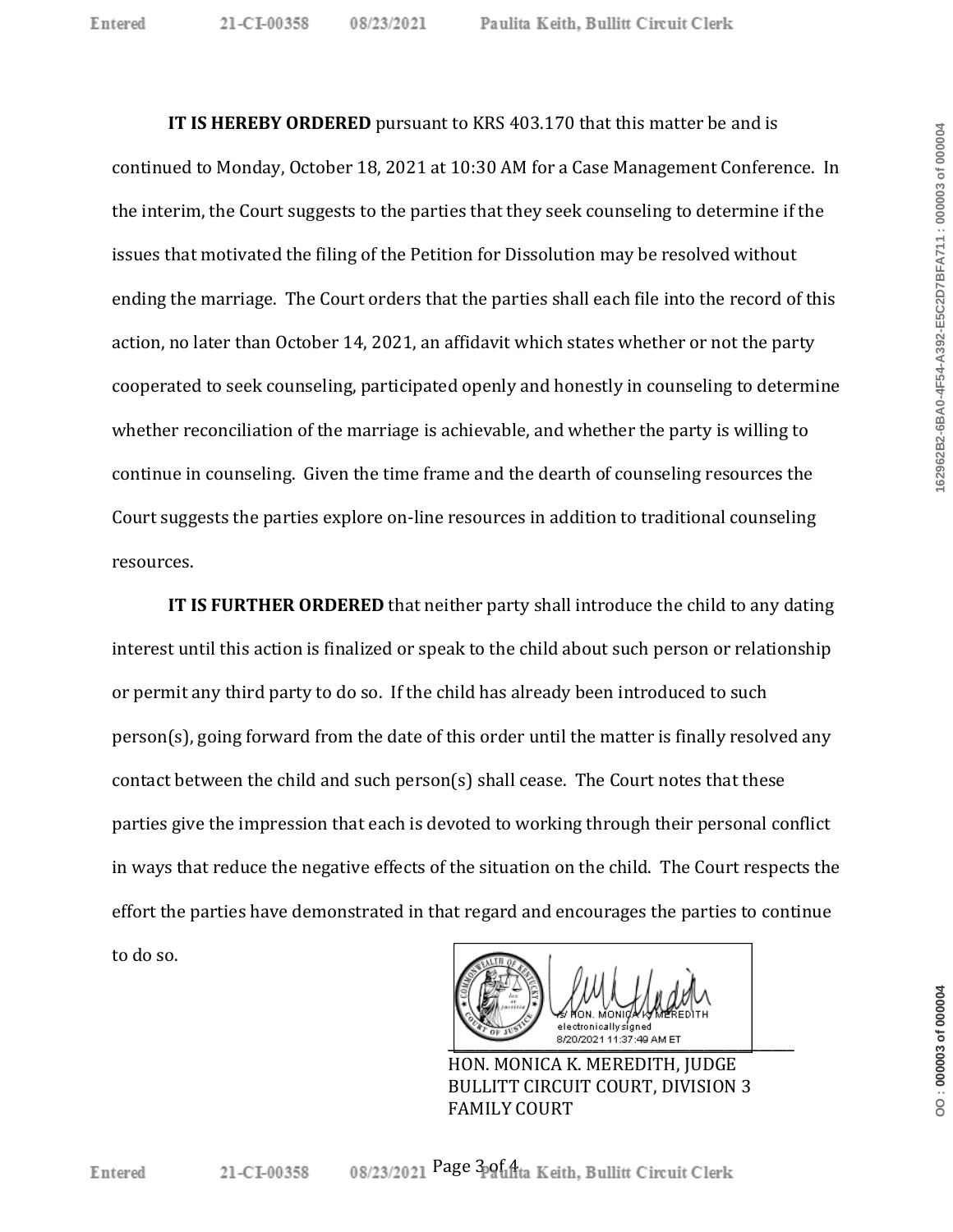**IT IS HEREBY ORDERED** pursuant to KRS 403.170 that this matter be and is continued to Monday, October 18, 2021 at 10:30 AM for a Case Management Conference. In the interim, the Court suggests to the parties that they seek counseling to determine if the issues that motivated the filing of the Petition for Dissolution may be resolved without ending the marriage. The Court orders that the parties shall each file into the record of this action, no later than October 14, 2021, an affidavit which states whether or not the party cooperated to seek counseling, participated openly and honestly in counseling to determine whether reconciliation of the marriage is achievable, and whether the party is willing to continue in counseling. Given the time frame and the dearth of counseling resources the Court suggests the parties explore on-line resources in addition to traditional counseling resources.

**IT IS FURTHER ORDERED** that neither party shall introduce the child to any dating interest until this action is finalized or speak to the child about such person or relationship or permit any third party to do so. If the child has already been introduced to such person(s), going forward from the date of this order until the matter is finally resolved any contact between the child and such person(s) shall cease. The Court notes that these parties give the impression that each is devoted to working through their personal conflict in ways that reduce the negative effects of the situation on the child. The Court respects the effort the parties have demonstrated in that regard and encourages the parties to continue to do so.

/s/ HON. MONICA K. MEREDITH
electronically signed
8/20/2021 11:37:49 AM ET

HON. MONICA K. MEREDITH, JUDGE
BULLITT CIRCUIT COURT, DIVISION 3
FAMILY COURT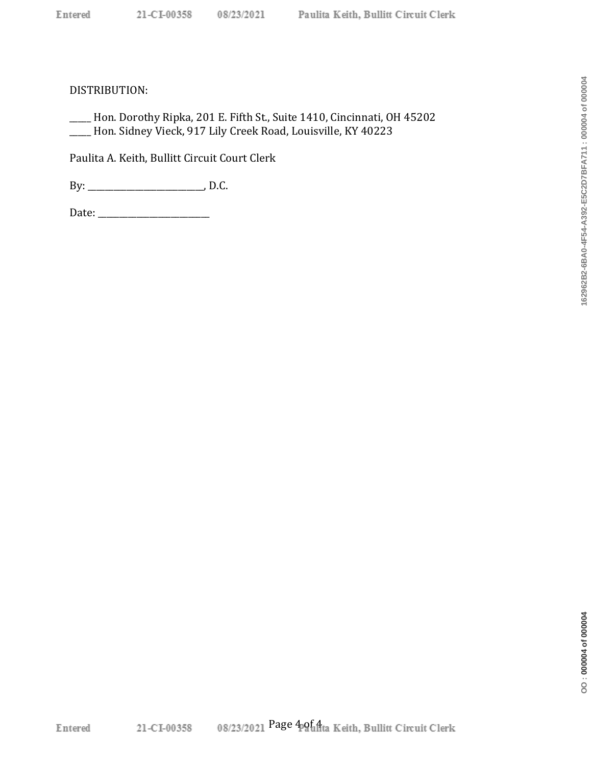DISTRIBUTION:

_____ Hon. Dorothy Ripka, 201 E. Fifth St., Suite 1410, Cincinnati, OH 45202
_____ Hon. Sidney Vieck, 917 Lily Creek Road, Louisville, KY 40223

Paulita A. Keith, Bullitt Circuit Court Clerk

By: ___________________________, D.C.

Date: ___________________________